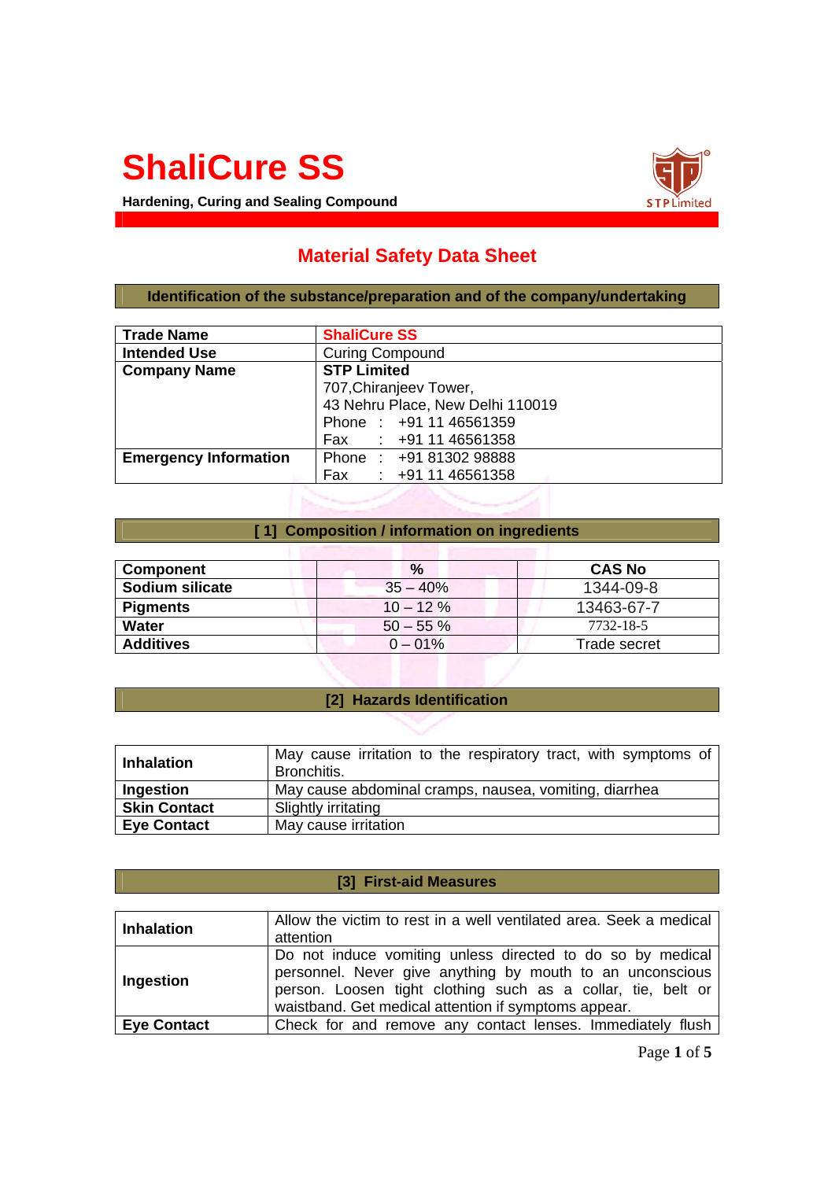# ShaliCure SS

**Hardening, Curing and Sealing Compound**

## Material Safety Data Sheet

### Identification of the substance/preparation and of the company/undertaking

| | |
|---|---|
| **Trade Name** | ShaliCure SS |
| **Intended Use** | Curing Compound |
| **Company Name** | **STP Limited**<br>707,Chiranjeev Tower,<br>43 Nehru Place, New Delhi 110019<br>Phone : +91 11 46561359<br>Fax : +91 11 46561358 |
| **Emergency Information** | Phone : +91 81302 98888<br>Fax : +91 11 46561358 |

### [ 1] Composition / information on ingredients

| Component | % | CAS No |
|---|---|---|
| **Sodium silicate** | 35 – 40% | 1344-09-8 |
| **Pigments** | 10 – 12 % | 13463-67-7 |
| **Water** | 50 – 55 % | 7732-18-5 |
| **Additives** | 0 – 01% | Trade secret |

### [2] Hazards Identification

| | |
|---|---|
| **Inhalation** | May cause irritation to the respiratory tract, with symptoms of Bronchitis. |
| **Ingestion** | May cause abdominal cramps, nausea, vomiting, diarrhea |
| **Skin Contact** | Slightly irritating |
| **Eye Contact** | May cause irritation |

### [3] First-aid Measures

| | |
|---|---|
| **Inhalation** | Allow the victim to rest in a well ventilated area. Seek a medical attention |
| **Ingestion** | Do not induce vomiting unless directed to do so by medical personnel. Never give anything by mouth to an unconscious person. Loosen tight clothing such as a collar, tie, belt or waistband. Get medical attention if symptoms appear. |
| **Eye Contact** | Check for and remove any contact lenses. Immediately flush |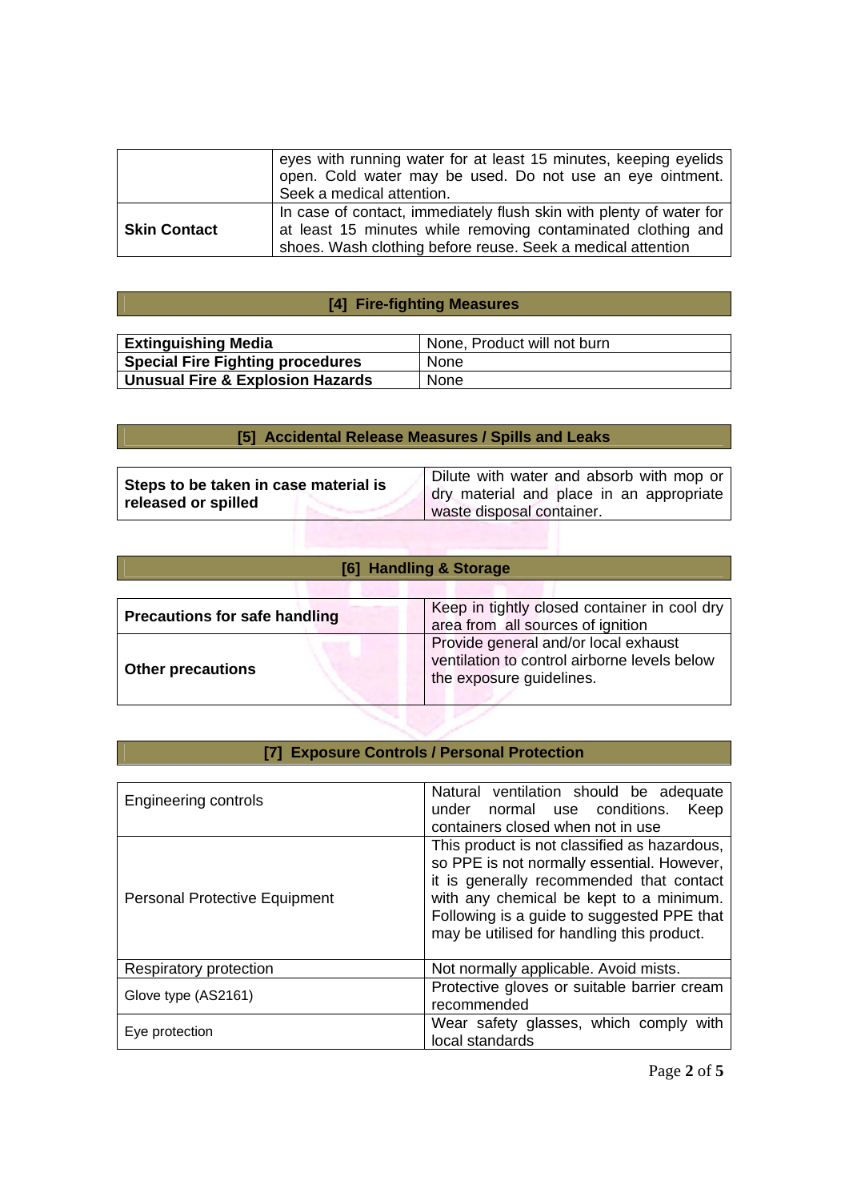|  |  |
|---|---|
|  | eyes with running water for at least 15 minutes, keeping eyelids open. Cold water may be used. Do not use an eye ointment. Seek a medical attention. |
| **Skin Contact** | In case of contact, immediately flush skin with plenty of water for at least 15 minutes while removing contaminated clothing and shoes. Wash clothing before reuse. Seek a medical attention |

## [4] Fire-fighting Measures

|  |  |
|---|---|
| **Extinguishing Media** | None, Product will not burn |
| **Special Fire Fighting procedures** | None |
| **Unusual Fire & Explosion Hazards** | None |

## [5] Accidental Release Measures / Spills and Leaks

|  |  |
|---|---|
| **Steps to be taken in case material is released or spilled** | Dilute with water and absorb with mop or dry material and place in an appropriate waste disposal container. |

## [6] Handling & Storage

|  |  |
|---|---|
| **Precautions for safe handling** | Keep in tightly closed container in cool dry area from all sources of ignition |
| **Other precautions** | Provide general and/or local exhaust ventilation to control airborne levels below the exposure guidelines. |

## [7] Exposure Controls / Personal Protection

|  |  |
|---|---|
| Engineering controls | Natural ventilation should be adequate under normal use conditions. Keep containers closed when not in use |
| Personal Protective Equipment | This product is not classified as hazardous, so PPE is not normally essential. However, it is generally recommended that contact with any chemical be kept to a minimum. Following is a guide to suggested PPE that may be utilised for handling this product. |
| Respiratory protection | Not normally applicable. Avoid mists. |
| Glove type (AS2161) | Protective gloves or suitable barrier cream recommended |
| Eye protection | Wear safety glasses, which comply with local standards |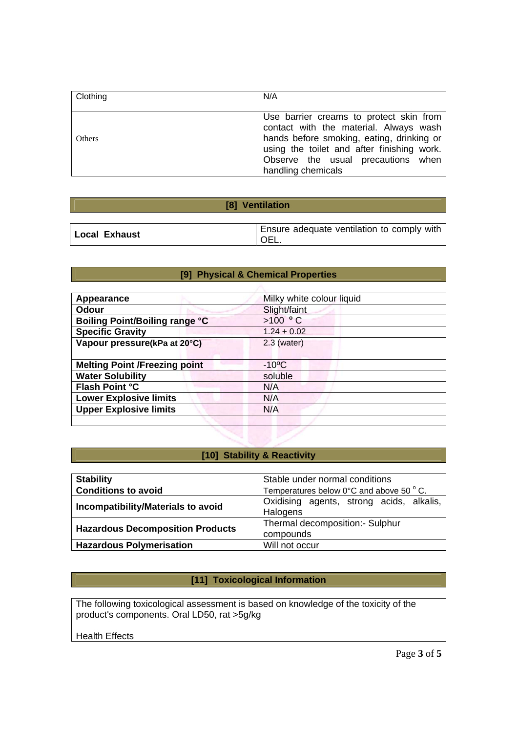| Clothing | N/A |
|---|---|
| Others | Use barrier creams to protect skin from contact with the material. Always wash hands before smoking, drinking or using the toilet and after finishing work. Observe the usual precautions when handling chemicals |

## [8] Ventilation

| **Local Exhaust** | Ensure adequate ventilation to comply with OEL. |
|---|---|

## [9] Physical & Chemical Properties

| **Appearance** | Milky white colour liquid |
|---|---|
| **Odour** | Slight/faint |
| **Boiling Point/Boiling range °C** | >100 °C |
| **Specific Gravity** | 1.24 + 0.02 |
| **Vapour pressure(kPa at 20°C)** | 2.3 (water) |
| **Melting Point /Freezing point** | -10ºC |
| **Water Solubility** | soluble |
| **Flash Point °C** | N/A |
| **Lower Explosive limits** | N/A |
| **Upper Explosive limits** | N/A |
| | |

## [10] Stability & Reactivity

| **Stability** | Stable under normal conditions |
|---|---|
| **Conditions to avoid** | Temperatures below 0°C and above 50 °C. |
| **Incompatibility/Materials to avoid** | Oxidising agents, strong acids, alkalis, Halogens |
| **Hazardous Decomposition Products** | Thermal decomposition:- Sulphur compounds |
| **Hazardous Polymerisation** | Will not occur |

## [11] Toxicological Information

The following toxicological assessment is based on knowledge of the toxicity of the product's components. Oral LD50, rat >5g/kg

Health Effects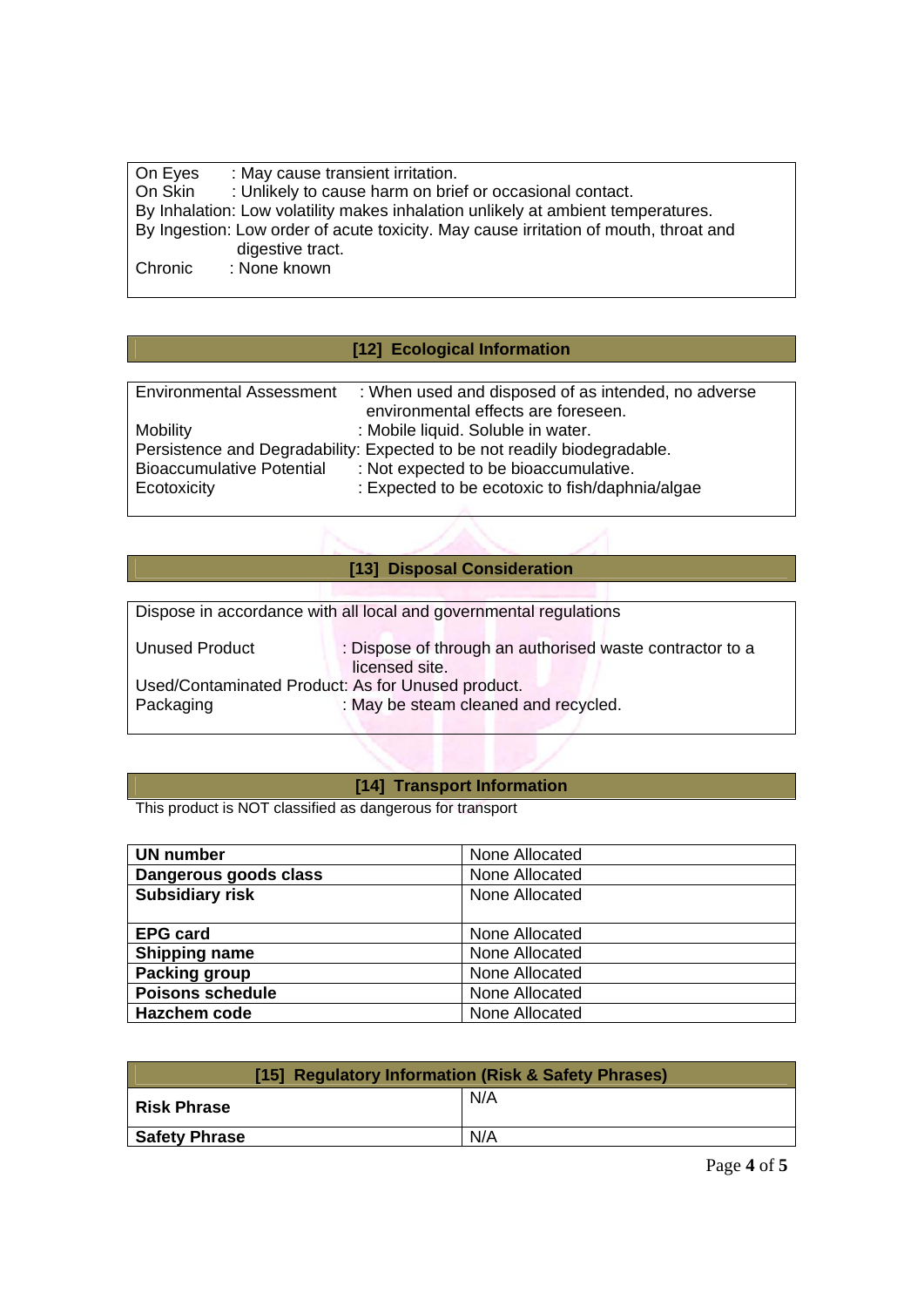On Eyes : May cause transient irritation.
On Skin : Unlikely to cause harm on brief or occasional contact.
By Inhalation: Low volatility makes inhalation unlikely at ambient temperatures.
By Ingestion: Low order of acute toxicity. May cause irritation of mouth, throat and digestive tract.
Chronic : None known

## [12] Ecological Information

Environmental Assessment : When used and disposed of as intended, no adverse environmental effects are foreseen.
Mobility : Mobile liquid. Soluble in water.
Persistence and Degradability: Expected to be not readily biodegradable.
Bioaccumulative Potential : Not expected to be bioaccumulative.
Ecotoxicity : Expected to be ecotoxic to fish/daphnia/algae

## [13] Disposal Consideration

Dispose in accordance with all local and governmental regulations

Unused Product : Dispose of through an authorised waste contractor to a licensed site.
Used/Contaminated Product: As for Unused product.
Packaging : May be steam cleaned and recycled.

## [14] Transport Information

This product is NOT classified as dangerous for transport

| | |
|---|---|
| **UN number** | None Allocated |
| **Dangerous goods class** | None Allocated |
| **Subsidiary risk** | None Allocated |
| **EPG card** | None Allocated |
| **Shipping name** | None Allocated |
| **Packing group** | None Allocated |
| **Poisons schedule** | None Allocated |
| **Hazchem code** | None Allocated |

## [15] Regulatory Information (Risk & Safety Phrases)

| | |
|---|---|
| **Risk Phrase** | N/A |
| **Safety Phrase** | N/A |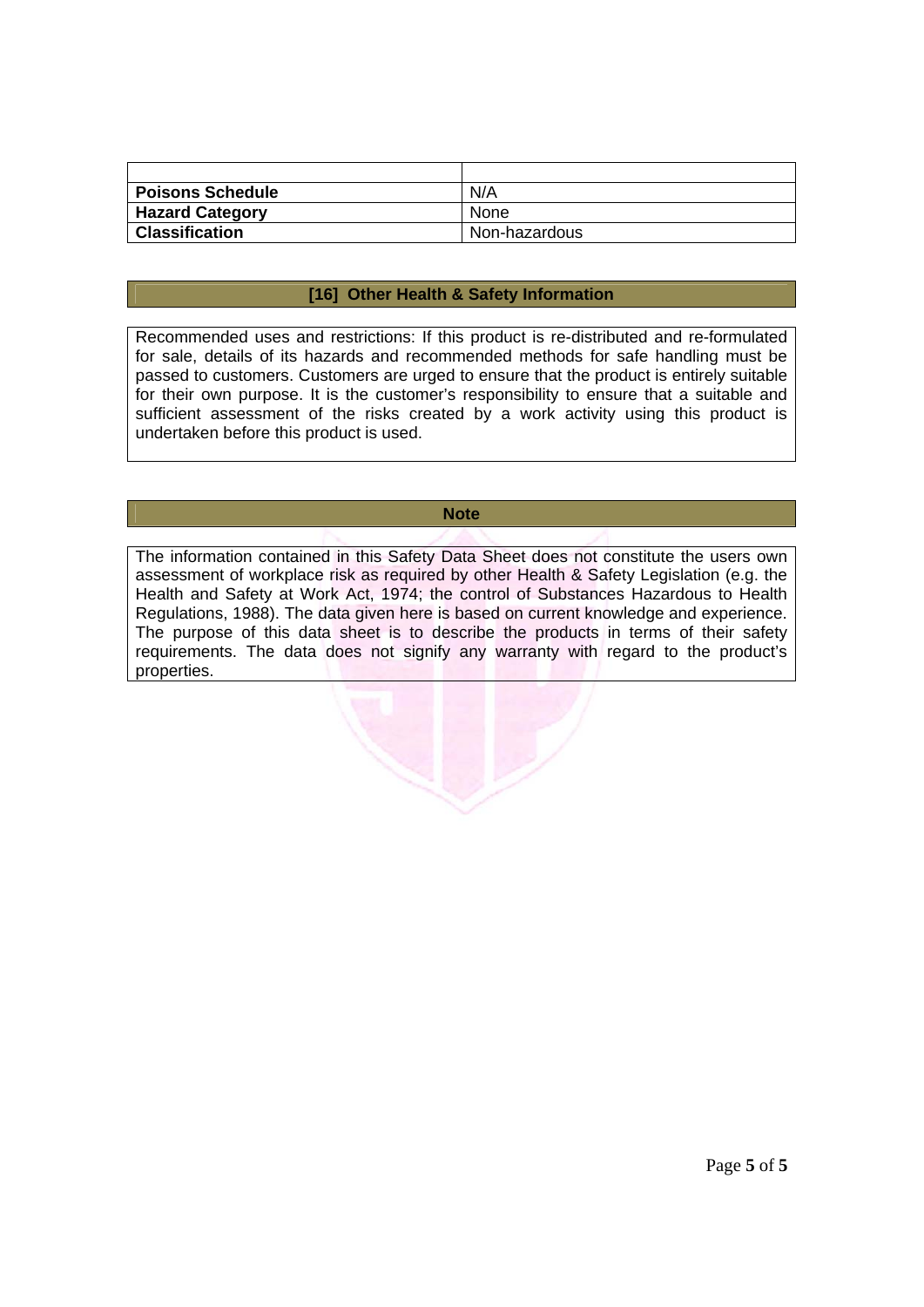| | |
|---|---|
| **Poisons Schedule** | N/A |
| **Hazard Category** | None |
| **Classification** | Non-hazardous |

## [16] Other Health & Safety Information

Recommended uses and restrictions: If this product is re-distributed and re-formulated for sale, details of its hazards and recommended methods for safe handling must be passed to customers. Customers are urged to ensure that the product is entirely suitable for their own purpose. It is the customer's responsibility to ensure that a suitable and sufficient assessment of the risks created by a work activity using this product is undertaken before this product is used.

## Note

The information contained in this Safety Data Sheet does not constitute the users own assessment of workplace risk as required by other Health & Safety Legislation (e.g. the Health and Safety at Work Act, 1974; the control of Substances Hazardous to Health Regulations, 1988). The data given here is based on current knowledge and experience. The purpose of this data sheet is to describe the products in terms of their safety requirements. The data does not signify any warranty with regard to the product's properties.